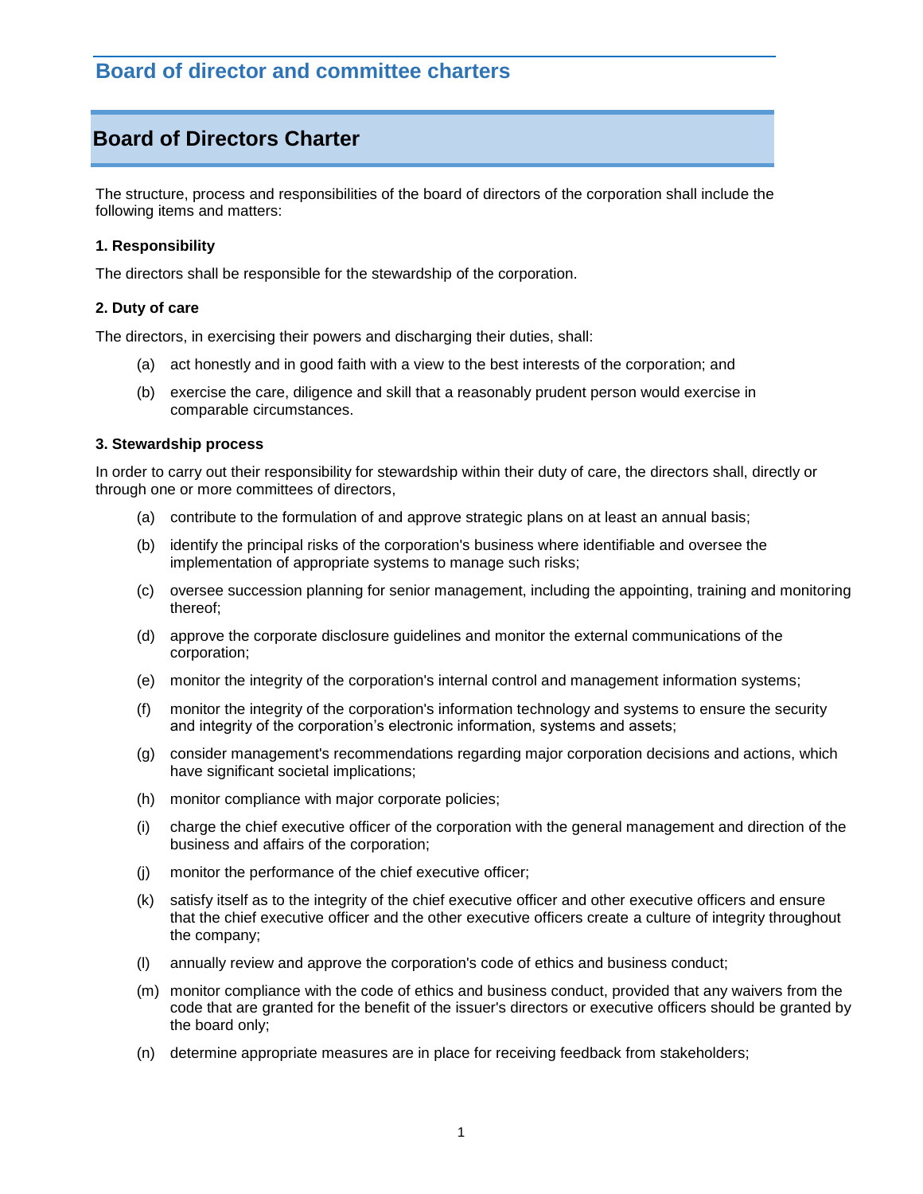# Board of director and committee charters

## Board of Directors Charter

The structure, process and responsibilities of the board of directors of the corporation shall include the following items and matters:

**1. Responsibility**

The directors shall be responsible for the stewardship of the corporation.

**2. Duty of care**

The directors, in exercising their powers and discharging their duties, shall:

(a) act honestly and in good faith with a view to the best interests of the corporation; and

(b) exercise the care, diligence and skill that a reasonably prudent person would exercise in comparable circumstances.

**3. Stewardship process**

In order to carry out their responsibility for stewardship within their duty of care, the directors shall, directly or through one or more committees of directors,

(a) contribute to the formulation of and approve strategic plans on at least an annual basis;

(b) identify the principal risks of the corporation's business where identifiable and oversee the implementation of appropriate systems to manage such risks;

(c) oversee succession planning for senior management, including the appointing, training and monitoring thereof;

(d) approve the corporate disclosure guidelines and monitor the external communications of the corporation;

(e) monitor the integrity of the corporation's internal control and management information systems;

(f) monitor the integrity of the corporation's information technology and systems to ensure the security and integrity of the corporation's electronic information, systems and assets;

(g) consider management's recommendations regarding major corporation decisions and actions, which have significant societal implications;

(h) monitor compliance with major corporate policies;

(i) charge the chief executive officer of the corporation with the general management and direction of the business and affairs of the corporation;

(j) monitor the performance of the chief executive officer;

(k) satisfy itself as to the integrity of the chief executive officer and other executive officers and ensure that the chief executive officer and the other executive officers create a culture of integrity throughout the company;

(l) annually review and approve the corporation's code of ethics and business conduct;

(m) monitor compliance with the code of ethics and business conduct, provided that any waivers from the code that are granted for the benefit of the issuer's directors or executive officers should be granted by the board only;

(n) determine appropriate measures are in place for receiving feedback from stakeholders;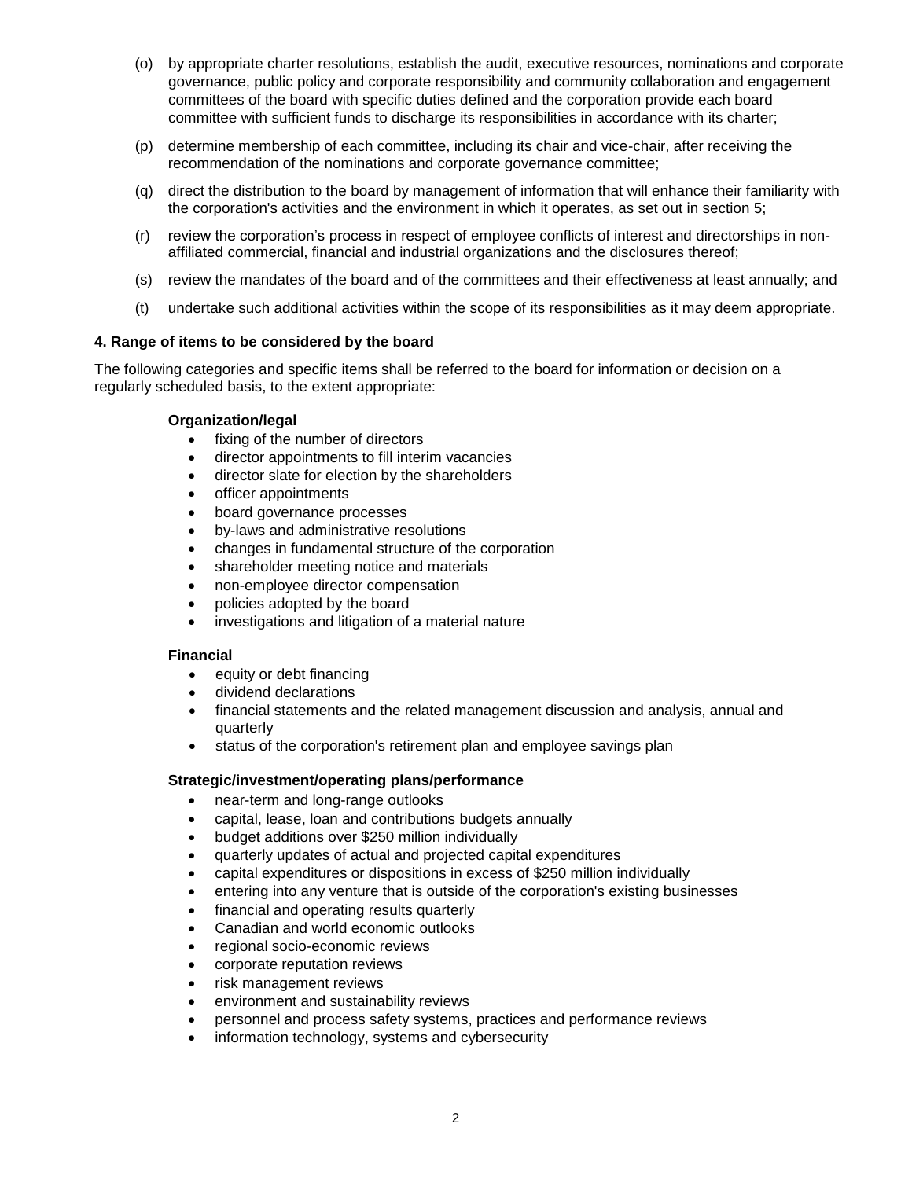(o) by appropriate charter resolutions, establish the audit, executive resources, nominations and corporate governance, public policy and corporate responsibility and community collaboration and engagement committees of the board with specific duties defined and the corporation provide each board committee with sufficient funds to discharge its responsibilities in accordance with its charter;

(p) determine membership of each committee, including its chair and vice-chair, after receiving the recommendation of the nominations and corporate governance committee;

(q) direct the distribution to the board by management of information that will enhance their familiarity with the corporation's activities and the environment in which it operates, as set out in section 5;

(r) review the corporation's process in respect of employee conflicts of interest and directorships in non-affiliated commercial, financial and industrial organizations and the disclosures thereof;

(s) review the mandates of the board and of the committees and their effectiveness at least annually; and

(t) undertake such additional activities within the scope of its responsibilities as it may deem appropriate.

**4. Range of items to be considered by the board**

The following categories and specific items shall be referred to the board for information or decision on a regularly scheduled basis, to the extent appropriate:

**Organization/legal**

- fixing of the number of directors
- director appointments to fill interim vacancies
- director slate for election by the shareholders
- officer appointments
- board governance processes
- by-laws and administrative resolutions
- changes in fundamental structure of the corporation
- shareholder meeting notice and materials
- non-employee director compensation
- policies adopted by the board
- investigations and litigation of a material nature

**Financial**

- equity or debt financing
- dividend declarations
- financial statements and the related management discussion and analysis, annual and quarterly
- status of the corporation's retirement plan and employee savings plan

**Strategic/investment/operating plans/performance**

- near-term and long-range outlooks
- capital, lease, loan and contributions budgets annually
- budget additions over $250 million individually
- quarterly updates of actual and projected capital expenditures
- capital expenditures or dispositions in excess of $250 million individually
- entering into any venture that is outside of the corporation's existing businesses
- financial and operating results quarterly
- Canadian and world economic outlooks
- regional socio-economic reviews
- corporate reputation reviews
- risk management reviews
- environment and sustainability reviews
- personnel and process safety systems, practices and performance reviews
- information technology, systems and cybersecurity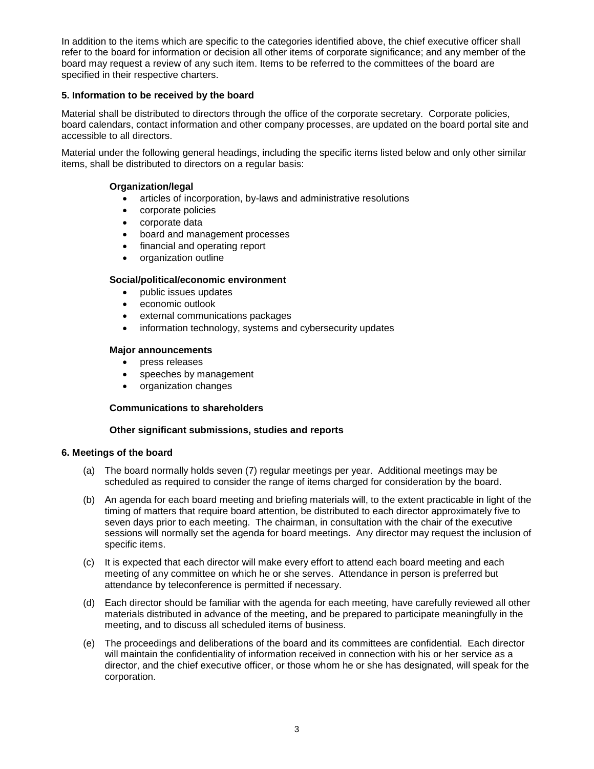In addition to the items which are specific to the categories identified above, the chief executive officer shall refer to the board for information or decision all other items of corporate significance; and any member of the board may request a review of any such item. Items to be referred to the committees of the board are specified in their respective charters.

### 5. Information to be received by the board

Material shall be distributed to directors through the office of the corporate secretary. Corporate policies, board calendars, contact information and other company processes, are updated on the board portal site and accessible to all directors.

Material under the following general headings, including the specific items listed below and only other similar items, shall be distributed to directors on a regular basis:

**Organization/legal**

- articles of incorporation, by-laws and administrative resolutions
- corporate policies
- corporate data
- board and management processes
- financial and operating report
- organization outline

**Social/political/economic environment**

- public issues updates
- economic outlook
- external communications packages
- information technology, systems and cybersecurity updates

**Major announcements**

- press releases
- speeches by management
- organization changes

**Communications to shareholders**

**Other significant submissions, studies and reports**

### 6. Meetings of the board

(a) The board normally holds seven (7) regular meetings per year. Additional meetings may be scheduled as required to consider the range of items charged for consideration by the board.

(b) An agenda for each board meeting and briefing materials will, to the extent practicable in light of the timing of matters that require board attention, be distributed to each director approximately five to seven days prior to each meeting. The chairman, in consultation with the chair of the executive sessions will normally set the agenda for board meetings. Any director may request the inclusion of specific items.

(c) It is expected that each director will make every effort to attend each board meeting and each meeting of any committee on which he or she serves. Attendance in person is preferred but attendance by teleconference is permitted if necessary.

(d) Each director should be familiar with the agenda for each meeting, have carefully reviewed all other materials distributed in advance of the meeting, and be prepared to participate meaningfully in the meeting, and to discuss all scheduled items of business.

(e) The proceedings and deliberations of the board and its committees are confidential. Each director will maintain the confidentiality of information received in connection with his or her service as a director, and the chief executive officer, or those whom he or she has designated, will speak for the corporation.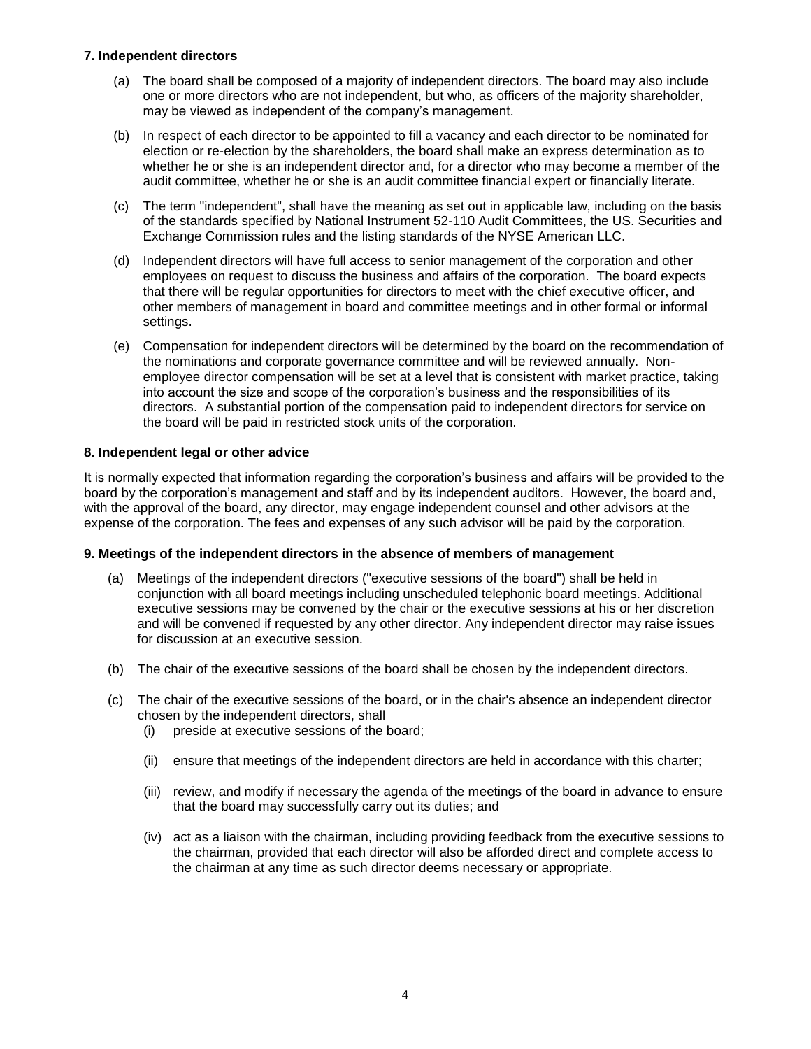**7. Independent directors**

(a) The board shall be composed of a majority of independent directors. The board may also include one or more directors who are not independent, but who, as officers of the majority shareholder, may be viewed as independent of the company's management.

(b) In respect of each director to be appointed to fill a vacancy and each director to be nominated for election or re-election by the shareholders, the board shall make an express determination as to whether he or she is an independent director and, for a director who may become a member of the audit committee, whether he or she is an audit committee financial expert or financially literate.

(c) The term "independent", shall have the meaning as set out in applicable law, including on the basis of the standards specified by National Instrument 52-110 Audit Committees, the US. Securities and Exchange Commission rules and the listing standards of the NYSE American LLC.

(d) Independent directors will have full access to senior management of the corporation and other employees on request to discuss the business and affairs of the corporation. The board expects that there will be regular opportunities for directors to meet with the chief executive officer, and other members of management in board and committee meetings and in other formal or informal settings.

(e) Compensation for independent directors will be determined by the board on the recommendation of the nominations and corporate governance committee and will be reviewed annually. Non-employee director compensation will be set at a level that is consistent with market practice, taking into account the size and scope of the corporation's business and the responsibilities of its directors. A substantial portion of the compensation paid to independent directors for service on the board will be paid in restricted stock units of the corporation.

**8. Independent legal or other advice**

It is normally expected that information regarding the corporation's business and affairs will be provided to the board by the corporation's management and staff and by its independent auditors. However, the board and, with the approval of the board, any director, may engage independent counsel and other advisors at the expense of the corporation. The fees and expenses of any such advisor will be paid by the corporation.

**9. Meetings of the independent directors in the absence of members of management**

(a) Meetings of the independent directors ("executive sessions of the board") shall be held in conjunction with all board meetings including unscheduled telephonic board meetings. Additional executive sessions may be convened by the chair or the executive sessions at his or her discretion and will be convened if requested by any other director. Any independent director may raise issues for discussion at an executive session.

(b) The chair of the executive sessions of the board shall be chosen by the independent directors.

(c) The chair of the executive sessions of the board, or in the chair's absence an independent director chosen by the independent directors, shall

  (i) preside at executive sessions of the board;

  (ii) ensure that meetings of the independent directors are held in accordance with this charter;

  (iii) review, and modify if necessary the agenda of the meetings of the board in advance to ensure that the board may successfully carry out its duties; and

  (iv) act as a liaison with the chairman, including providing feedback from the executive sessions to the chairman, provided that each director will also be afforded direct and complete access to the chairman at any time as such director deems necessary or appropriate.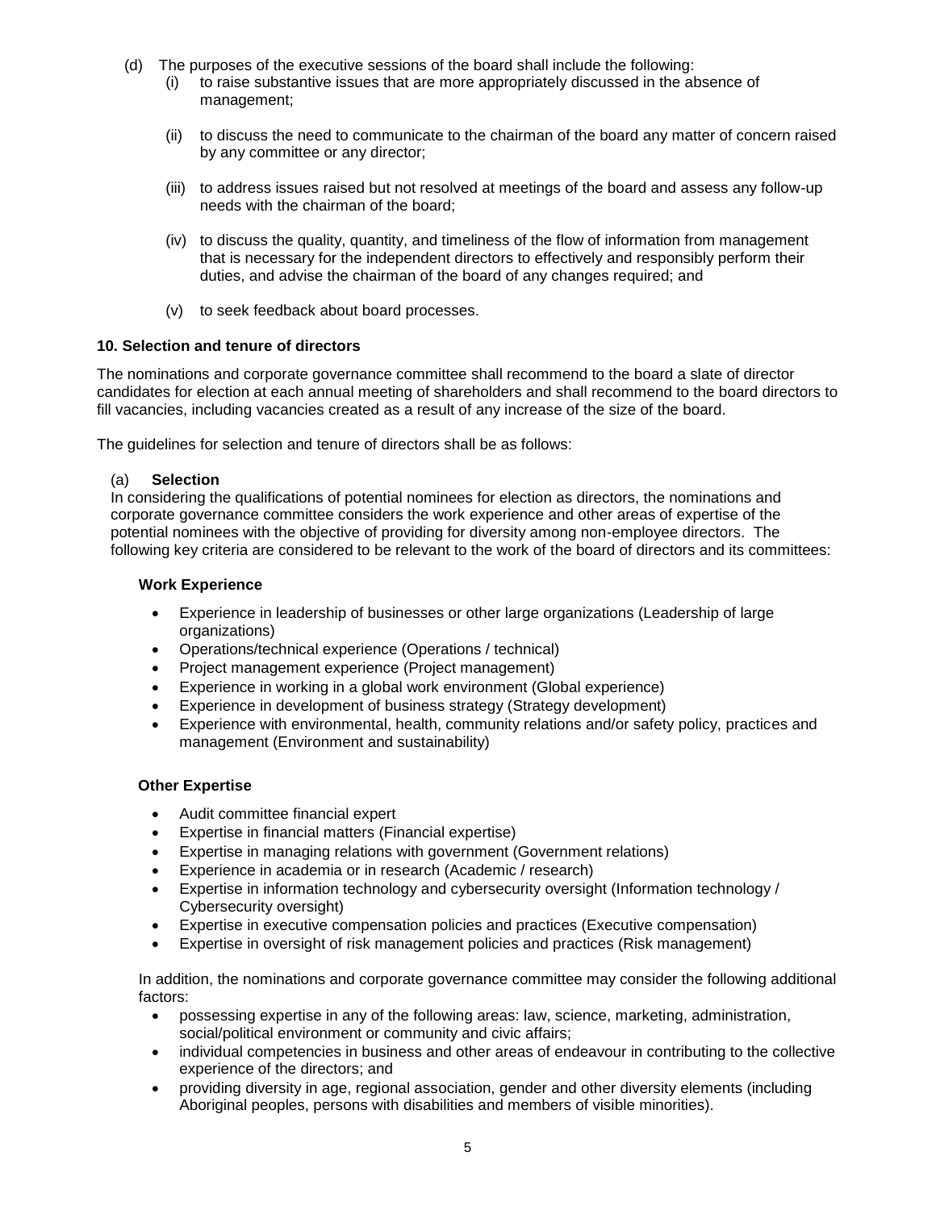(d) The purposes of the executive sessions of the board shall include the following:

   (i) to raise substantive issues that are more appropriately discussed in the absence of management;

   (ii) to discuss the need to communicate to the chairman of the board any matter of concern raised by any committee or any director;

   (iii) to address issues raised but not resolved at meetings of the board and assess any follow-up needs with the chairman of the board;

   (iv) to discuss the quality, quantity, and timeliness of the flow of information from management that is necessary for the independent directors to effectively and responsibly perform their duties, and advise the chairman of the board of any changes required; and

   (v) to seek feedback about board processes.

## 10. Selection and tenure of directors

The nominations and corporate governance committee shall recommend to the board a slate of director candidates for election at each annual meeting of shareholders and shall recommend to the board directors to fill vacancies, including vacancies created as a result of any increase of the size of the board.

The guidelines for selection and tenure of directors shall be as follows:

(a) **Selection**

In considering the qualifications of potential nominees for election as directors, the nominations and corporate governance committee considers the work experience and other areas of expertise of the potential nominees with the objective of providing for diversity among non-employee directors. The following key criteria are considered to be relevant to the work of the board of directors and its committees:

**Work Experience**

- Experience in leadership of businesses or other large organizations (Leadership of large organizations)
- Operations/technical experience (Operations / technical)
- Project management experience (Project management)
- Experience in working in a global work environment (Global experience)
- Experience in development of business strategy (Strategy development)
- Experience with environmental, health, community relations and/or safety policy, practices and management (Environment and sustainability)

**Other Expertise**

- Audit committee financial expert
- Expertise in financial matters (Financial expertise)
- Expertise in managing relations with government (Government relations)
- Experience in academia or in research (Academic / research)
- Expertise in information technology and cybersecurity oversight (Information technology / Cybersecurity oversight)
- Expertise in executive compensation policies and practices (Executive compensation)
- Expertise in oversight of risk management policies and practices (Risk management)

In addition, the nominations and corporate governance committee may consider the following additional factors:

- possessing expertise in any of the following areas: law, science, marketing, administration, social/political environment or community and civic affairs;
- individual competencies in business and other areas of endeavour in contributing to the collective experience of the directors; and
- providing diversity in age, regional association, gender and other diversity elements (including Aboriginal peoples, persons with disabilities and members of visible minorities).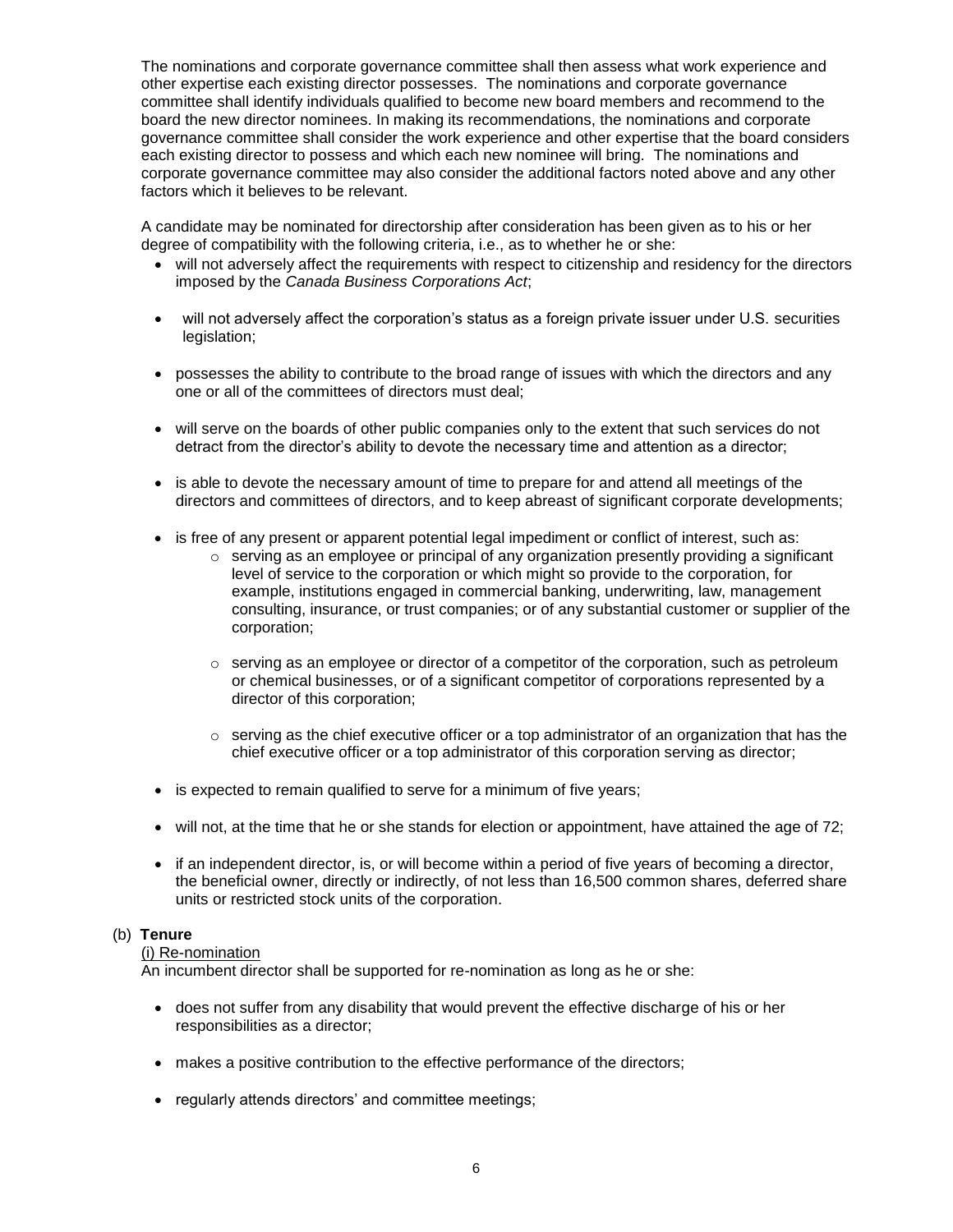The nominations and corporate governance committee shall then assess what work experience and other expertise each existing director possesses. The nominations and corporate governance committee shall identify individuals qualified to become new board members and recommend to the board the new director nominees. In making its recommendations, the nominations and corporate governance committee shall consider the work experience and other expertise that the board considers each existing director to possess and which each new nominee will bring. The nominations and corporate governance committee may also consider the additional factors noted above and any other factors which it believes to be relevant.

A candidate may be nominated for directorship after consideration has been given as to his or her degree of compatibility with the following criteria, i.e., as to whether he or she:

- will not adversely affect the requirements with respect to citizenship and residency for the directors imposed by the *Canada Business Corporations Act*;
- will not adversely affect the corporation's status as a foreign private issuer under U.S. securities legislation;
- possesses the ability to contribute to the broad range of issues with which the directors and any one or all of the committees of directors must deal;
- will serve on the boards of other public companies only to the extent that such services do not detract from the director's ability to devote the necessary time and attention as a director;
- is able to devote the necessary amount of time to prepare for and attend all meetings of the directors and committees of directors, and to keep abreast of significant corporate developments;
- is free of any present or apparent potential legal impediment or conflict of interest, such as:
    - serving as an employee or principal of any organization presently providing a significant level of service to the corporation or which might so provide to the corporation, for example, institutions engaged in commercial banking, underwriting, law, management consulting, insurance, or trust companies; or of any substantial customer or supplier of the corporation;
    - serving as an employee or director of a competitor of the corporation, such as petroleum or chemical businesses, or of a significant competitor of corporations represented by a director of this corporation;
    - serving as the chief executive officer or a top administrator of an organization that has the chief executive officer or a top administrator of this corporation serving as director;
- is expected to remain qualified to serve for a minimum of five years;
- will not, at the time that he or she stands for election or appointment, have attained the age of 72;
- if an independent director, is, or will become within a period of five years of becoming a director, the beneficial owner, directly or indirectly, of not less than 16,500 common shares, deferred share units or restricted stock units of the corporation.

(b) **Tenure**

(i) Re-nomination

An incumbent director shall be supported for re-nomination as long as he or she:

- does not suffer from any disability that would prevent the effective discharge of his or her responsibilities as a director;
- makes a positive contribution to the effective performance of the directors;
- regularly attends directors' and committee meetings;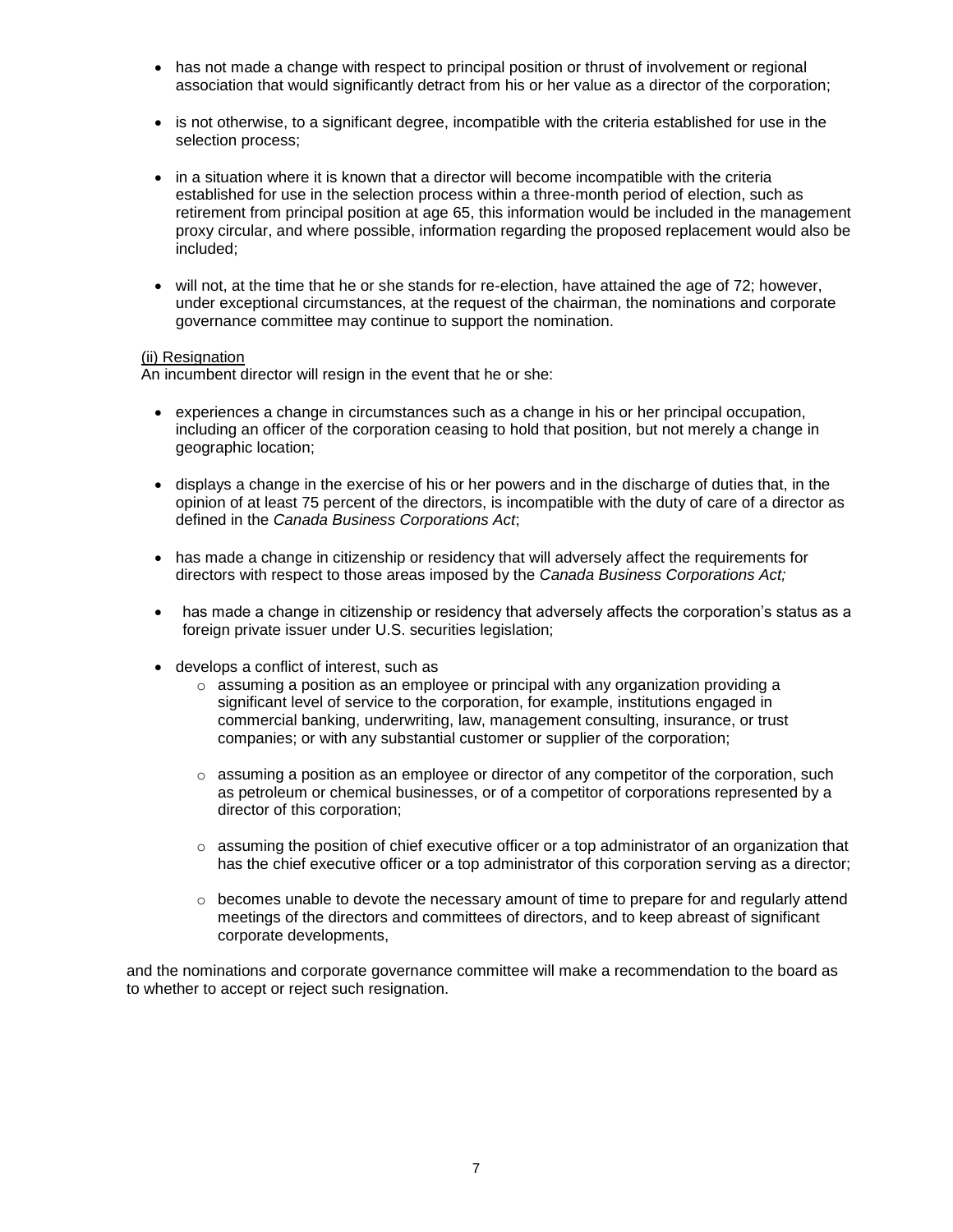- has not made a change with respect to principal position or thrust of involvement or regional association that would significantly detract from his or her value as a director of the corporation;
- is not otherwise, to a significant degree, incompatible with the criteria established for use in the selection process;
- in a situation where it is known that a director will become incompatible with the criteria established for use in the selection process within a three-month period of election, such as retirement from principal position at age 65, this information would be included in the management proxy circular, and where possible, information regarding the proposed replacement would also be included;
- will not, at the time that he or she stands for re-election, have attained the age of 72; however, under exceptional circumstances, at the request of the chairman, the nominations and corporate governance committee may continue to support the nomination.

<u>(ii) Resignation</u>

An incumbent director will resign in the event that he or she:

- experiences a change in circumstances such as a change in his or her principal occupation, including an officer of the corporation ceasing to hold that position, but not merely a change in geographic location;
- displays a change in the exercise of his or her powers and in the discharge of duties that, in the opinion of at least 75 percent of the directors, is incompatible with the duty of care of a director as defined in the *Canada Business Corporations Act*;
- has made a change in citizenship or residency that will adversely affect the requirements for directors with respect to those areas imposed by the *Canada Business Corporations Act;*
- has made a change in citizenship or residency that adversely affects the corporation's status as a foreign private issuer under U.S. securities legislation;
- develops a conflict of interest, such as
  - assuming a position as an employee or principal with any organization providing a significant level of service to the corporation, for example, institutions engaged in commercial banking, underwriting, law, management consulting, insurance, or trust companies; or with any substantial customer or supplier of the corporation;
  - assuming a position as an employee or director of any competitor of the corporation, such as petroleum or chemical businesses, or of a competitor of corporations represented by a director of this corporation;
  - assuming the position of chief executive officer or a top administrator of an organization that has the chief executive officer or a top administrator of this corporation serving as a director;
  - becomes unable to devote the necessary amount of time to prepare for and regularly attend meetings of the directors and committees of directors, and to keep abreast of significant corporate developments,

and the nominations and corporate governance committee will make a recommendation to the board as to whether to accept or reject such resignation.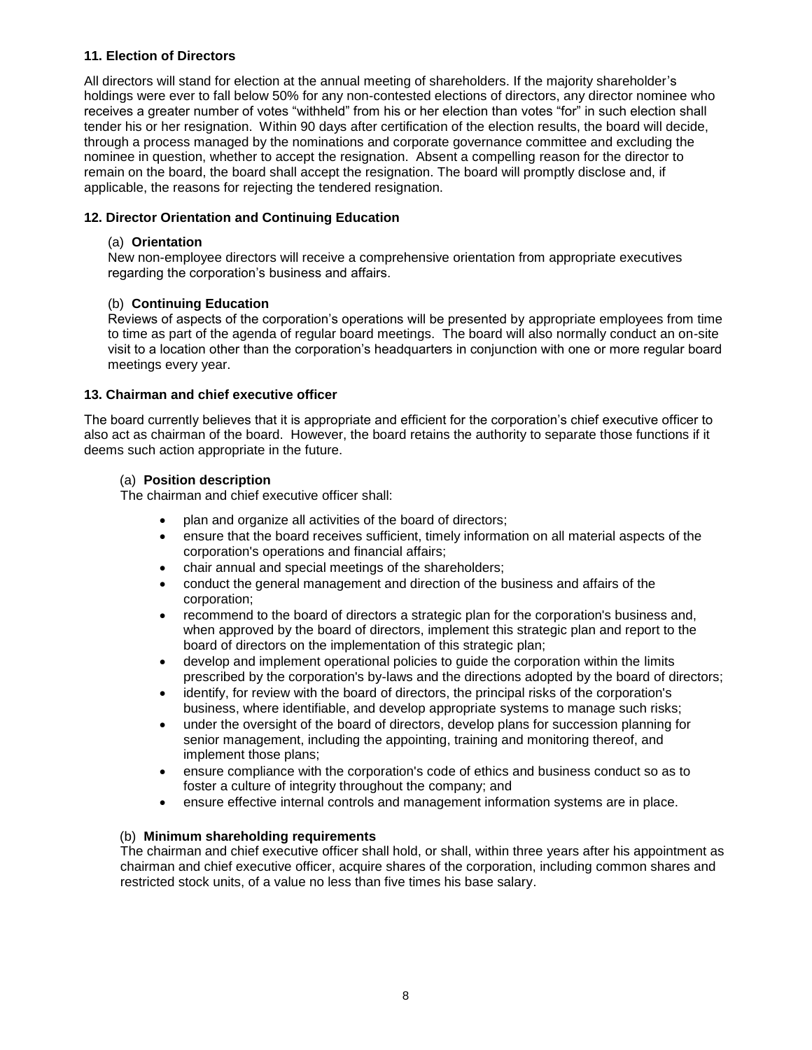### 11. Election of Directors

All directors will stand for election at the annual meeting of shareholders. If the majority shareholder's holdings were ever to fall below 50% for any non-contested elections of directors, any director nominee who receives a greater number of votes "withheld" from his or her election than votes "for" in such election shall tender his or her resignation. Within 90 days after certification of the election results, the board will decide, through a process managed by the nominations and corporate governance committee and excluding the nominee in question, whether to accept the resignation. Absent a compelling reason for the director to remain on the board, the board shall accept the resignation. The board will promptly disclose and, if applicable, the reasons for rejecting the tendered resignation.

### 12. Director Orientation and Continuing Education

(a) **Orientation**

New non-employee directors will receive a comprehensive orientation from appropriate executives regarding the corporation's business and affairs.

(b) **Continuing Education**

Reviews of aspects of the corporation's operations will be presented by appropriate employees from time to time as part of the agenda of regular board meetings. The board will also normally conduct an on-site visit to a location other than the corporation's headquarters in conjunction with one or more regular board meetings every year.

### 13. Chairman and chief executive officer

The board currently believes that it is appropriate and efficient for the corporation's chief executive officer to also act as chairman of the board. However, the board retains the authority to separate those functions if it deems such action appropriate in the future.

(a) **Position description**

The chairman and chief executive officer shall:

- plan and organize all activities of the board of directors;
- ensure that the board receives sufficient, timely information on all material aspects of the corporation's operations and financial affairs;
- chair annual and special meetings of the shareholders;
- conduct the general management and direction of the business and affairs of the corporation;
- recommend to the board of directors a strategic plan for the corporation's business and, when approved by the board of directors, implement this strategic plan and report to the board of directors on the implementation of this strategic plan;
- develop and implement operational policies to guide the corporation within the limits prescribed by the corporation's by-laws and the directions adopted by the board of directors;
- identify, for review with the board of directors, the principal risks of the corporation's business, where identifiable, and develop appropriate systems to manage such risks;
- under the oversight of the board of directors, develop plans for succession planning for senior management, including the appointing, training and monitoring thereof, and implement those plans;
- ensure compliance with the corporation's code of ethics and business conduct so as to foster a culture of integrity throughout the company; and
- ensure effective internal controls and management information systems are in place.

(b) **Minimum shareholding requirements**

The chairman and chief executive officer shall hold, or shall, within three years after his appointment as chairman and chief executive officer, acquire shares of the corporation, including common shares and restricted stock units, of a value no less than five times his base salary.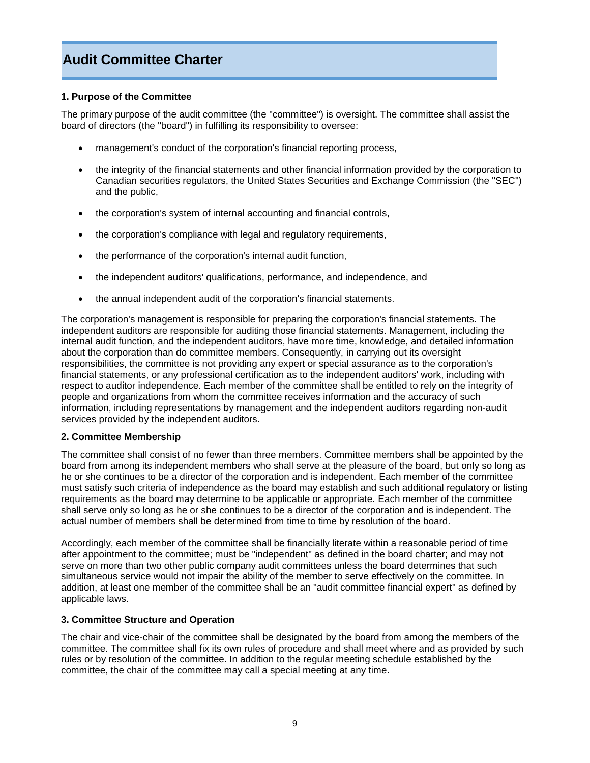# Audit Committee Charter

### 1. Purpose of the Committee

The primary purpose of the audit committee (the "committee") is oversight. The committee shall assist the board of directors (the "board") in fulfilling its responsibility to oversee:

- management's conduct of the corporation's financial reporting process,
- the integrity of the financial statements and other financial information provided by the corporation to Canadian securities regulators, the United States Securities and Exchange Commission (the "SEC") and the public,
- the corporation's system of internal accounting and financial controls,
- the corporation's compliance with legal and regulatory requirements,
- the performance of the corporation's internal audit function,
- the independent auditors' qualifications, performance, and independence, and
- the annual independent audit of the corporation's financial statements.

The corporation's management is responsible for preparing the corporation's financial statements. The independent auditors are responsible for auditing those financial statements. Management, including the internal audit function, and the independent auditors, have more time, knowledge, and detailed information about the corporation than do committee members. Consequently, in carrying out its oversight responsibilities, the committee is not providing any expert or special assurance as to the corporation's financial statements, or any professional certification as to the independent auditors' work, including with respect to auditor independence. Each member of the committee shall be entitled to rely on the integrity of people and organizations from whom the committee receives information and the accuracy of such information, including representations by management and the independent auditors regarding non-audit services provided by the independent auditors.

### 2. Committee Membership

The committee shall consist of no fewer than three members. Committee members shall be appointed by the board from among its independent members who shall serve at the pleasure of the board, but only so long as he or she continues to be a director of the corporation and is independent. Each member of the committee must satisfy such criteria of independence as the board may establish and such additional regulatory or listing requirements as the board may determine to be applicable or appropriate. Each member of the committee shall serve only so long as he or she continues to be a director of the corporation and is independent. The actual number of members shall be determined from time to time by resolution of the board.

Accordingly, each member of the committee shall be financially literate within a reasonable period of time after appointment to the committee; must be "independent" as defined in the board charter; and may not serve on more than two other public company audit committees unless the board determines that such simultaneous service would not impair the ability of the member to serve effectively on the committee. In addition, at least one member of the committee shall be an "audit committee financial expert" as defined by applicable laws.

### 3. Committee Structure and Operation

The chair and vice-chair of the committee shall be designated by the board from among the members of the committee. The committee shall fix its own rules of procedure and shall meet where and as provided by such rules or by resolution of the committee. In addition to the regular meeting schedule established by the committee, the chair of the committee may call a special meeting at any time.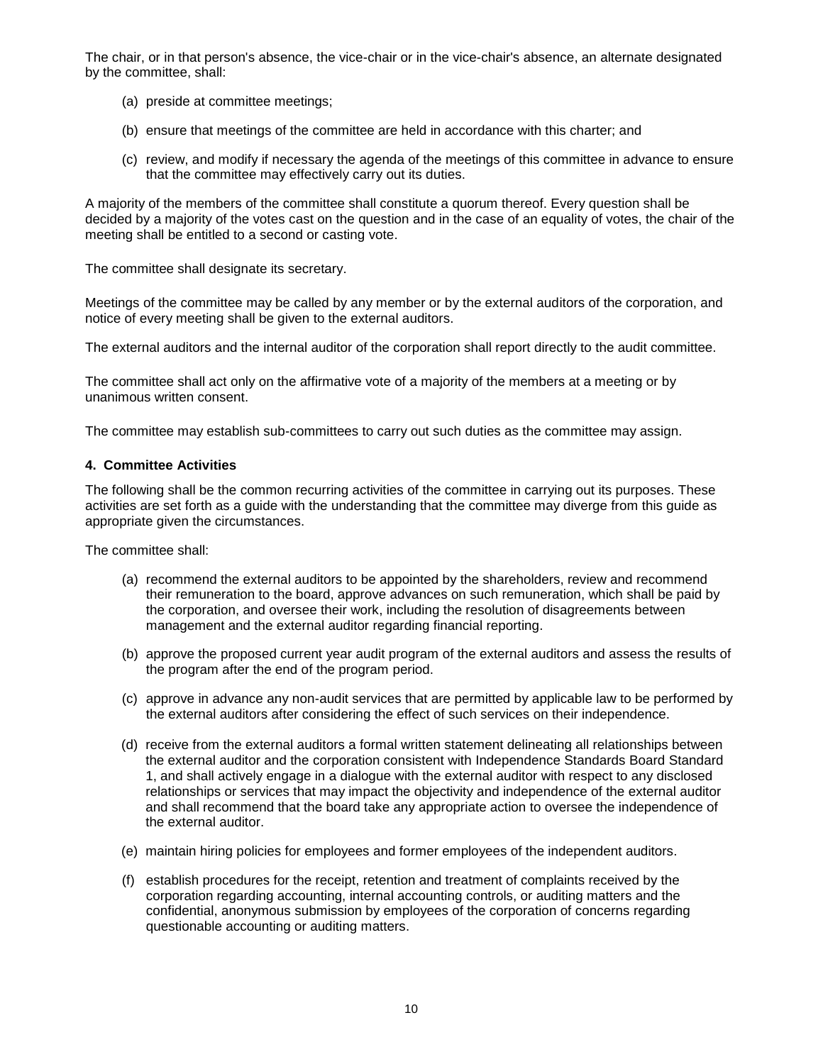The chair, or in that person's absence, the vice-chair or in the vice-chair's absence, an alternate designated by the committee, shall:

(a) preside at committee meetings;

(b) ensure that meetings of the committee are held in accordance with this charter; and

(c) review, and modify if necessary the agenda of the meetings of this committee in advance to ensure that the committee may effectively carry out its duties.

A majority of the members of the committee shall constitute a quorum thereof. Every question shall be decided by a majority of the votes cast on the question and in the case of an equality of votes, the chair of the meeting shall be entitled to a second or casting vote.

The committee shall designate its secretary.

Meetings of the committee may be called by any member or by the external auditors of the corporation, and notice of every meeting shall be given to the external auditors.

The external auditors and the internal auditor of the corporation shall report directly to the audit committee.

The committee shall act only on the affirmative vote of a majority of the members at a meeting or by unanimous written consent.

The committee may establish sub-committees to carry out such duties as the committee may assign.

#### 4. Committee Activities

The following shall be the common recurring activities of the committee in carrying out its purposes. These activities are set forth as a guide with the understanding that the committee may diverge from this guide as appropriate given the circumstances.

The committee shall:

(a) recommend the external auditors to be appointed by the shareholders, review and recommend their remuneration to the board, approve advances on such remuneration, which shall be paid by the corporation, and oversee their work, including the resolution of disagreements between management and the external auditor regarding financial reporting.

(b) approve the proposed current year audit program of the external auditors and assess the results of the program after the end of the program period.

(c) approve in advance any non-audit services that are permitted by applicable law to be performed by the external auditors after considering the effect of such services on their independence.

(d) receive from the external auditors a formal written statement delineating all relationships between the external auditor and the corporation consistent with Independence Standards Board Standard 1, and shall actively engage in a dialogue with the external auditor with respect to any disclosed relationships or services that may impact the objectivity and independence of the external auditor and shall recommend that the board take any appropriate action to oversee the independence of the external auditor.

(e) maintain hiring policies for employees and former employees of the independent auditors.

(f) establish procedures for the receipt, retention and treatment of complaints received by the corporation regarding accounting, internal accounting controls, or auditing matters and the confidential, anonymous submission by employees of the corporation of concerns regarding questionable accounting or auditing matters.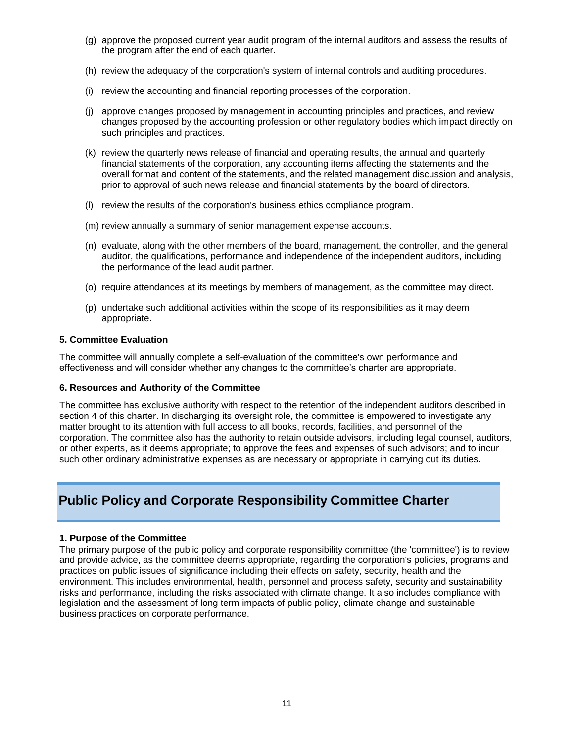(g) approve the proposed current year audit program of the internal auditors and assess the results of the program after the end of each quarter.

(h) review the adequacy of the corporation's system of internal controls and auditing procedures.

(i) review the accounting and financial reporting processes of the corporation.

(j) approve changes proposed by management in accounting principles and practices, and review changes proposed by the accounting profession or other regulatory bodies which impact directly on such principles and practices.

(k) review the quarterly news release of financial and operating results, the annual and quarterly financial statements of the corporation, any accounting items affecting the statements and the overall format and content of the statements, and the related management discussion and analysis, prior to approval of such news release and financial statements by the board of directors.

(l) review the results of the corporation's business ethics compliance program.

(m) review annually a summary of senior management expense accounts.

(n) evaluate, along with the other members of the board, management, the controller, and the general auditor, the qualifications, performance and independence of the independent auditors, including the performance of the lead audit partner.

(o) require attendances at its meetings by members of management, as the committee may direct.

(p) undertake such additional activities within the scope of its responsibilities as it may deem appropriate.

**5. Committee Evaluation**

The committee will annually complete a self-evaluation of the committee's own performance and effectiveness and will consider whether any changes to the committee's charter are appropriate.

**6. Resources and Authority of the Committee**

The committee has exclusive authority with respect to the retention of the independent auditors described in section 4 of this charter. In discharging its oversight role, the committee is empowered to investigate any matter brought to its attention with full access to all books, records, facilities, and personnel of the corporation. The committee also has the authority to retain outside advisors, including legal counsel, auditors, or other experts, as it deems appropriate; to approve the fees and expenses of such advisors; and to incur such other ordinary administrative expenses as are necessary or appropriate in carrying out its duties.

# Public Policy and Corporate Responsibility Committee Charter

**1. Purpose of the Committee**

The primary purpose of the public policy and corporate responsibility committee (the 'committee') is to review and provide advice, as the committee deems appropriate, regarding the corporation's policies, programs and practices on public issues of significance including their effects on safety, security, health and the environment. This includes environmental, health, personnel and process safety, security and sustainability risks and performance, including the risks associated with climate change. It also includes compliance with legislation and the assessment of long term impacts of public policy, climate change and sustainable business practices on corporate performance.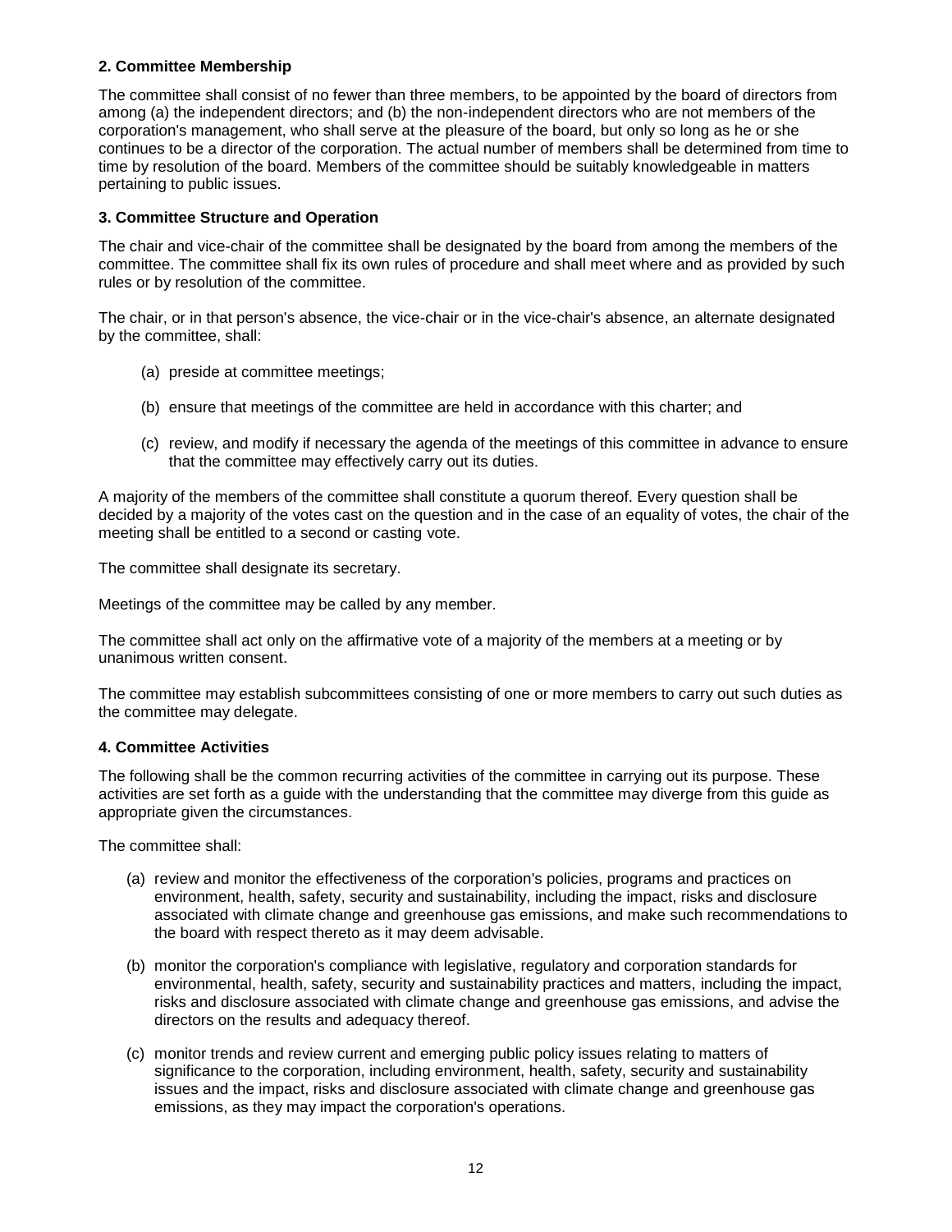**2. Committee Membership**

The committee shall consist of no fewer than three members, to be appointed by the board of directors from among (a) the independent directors; and (b) the non-independent directors who are not members of the corporation's management, who shall serve at the pleasure of the board, but only so long as he or she continues to be a director of the corporation. The actual number of members shall be determined from time to time by resolution of the board. Members of the committee should be suitably knowledgeable in matters pertaining to public issues.

**3. Committee Structure and Operation**

The chair and vice-chair of the committee shall be designated by the board from among the members of the committee. The committee shall fix its own rules of procedure and shall meet where and as provided by such rules or by resolution of the committee.

The chair, or in that person's absence, the vice-chair or in the vice-chair's absence, an alternate designated by the committee, shall:

(a) preside at committee meetings;

(b) ensure that meetings of the committee are held in accordance with this charter; and

(c) review, and modify if necessary the agenda of the meetings of this committee in advance to ensure that the committee may effectively carry out its duties.

A majority of the members of the committee shall constitute a quorum thereof. Every question shall be decided by a majority of the votes cast on the question and in the case of an equality of votes, the chair of the meeting shall be entitled to a second or casting vote.

The committee shall designate its secretary.

Meetings of the committee may be called by any member.

The committee shall act only on the affirmative vote of a majority of the members at a meeting or by unanimous written consent.

The committee may establish subcommittees consisting of one or more members to carry out such duties as the committee may delegate.

**4. Committee Activities**

The following shall be the common recurring activities of the committee in carrying out its purpose. These activities are set forth as a guide with the understanding that the committee may diverge from this guide as appropriate given the circumstances.

The committee shall:

(a) review and monitor the effectiveness of the corporation's policies, programs and practices on environment, health, safety, security and sustainability, including the impact, risks and disclosure associated with climate change and greenhouse gas emissions, and make such recommendations to the board with respect thereto as it may deem advisable.

(b) monitor the corporation's compliance with legislative, regulatory and corporation standards for environmental, health, safety, security and sustainability practices and matters, including the impact, risks and disclosure associated with climate change and greenhouse gas emissions, and advise the directors on the results and adequacy thereof.

(c) monitor trends and review current and emerging public policy issues relating to matters of significance to the corporation, including environment, health, safety, security and sustainability issues and the impact, risks and disclosure associated with climate change and greenhouse gas emissions, as they may impact the corporation's operations.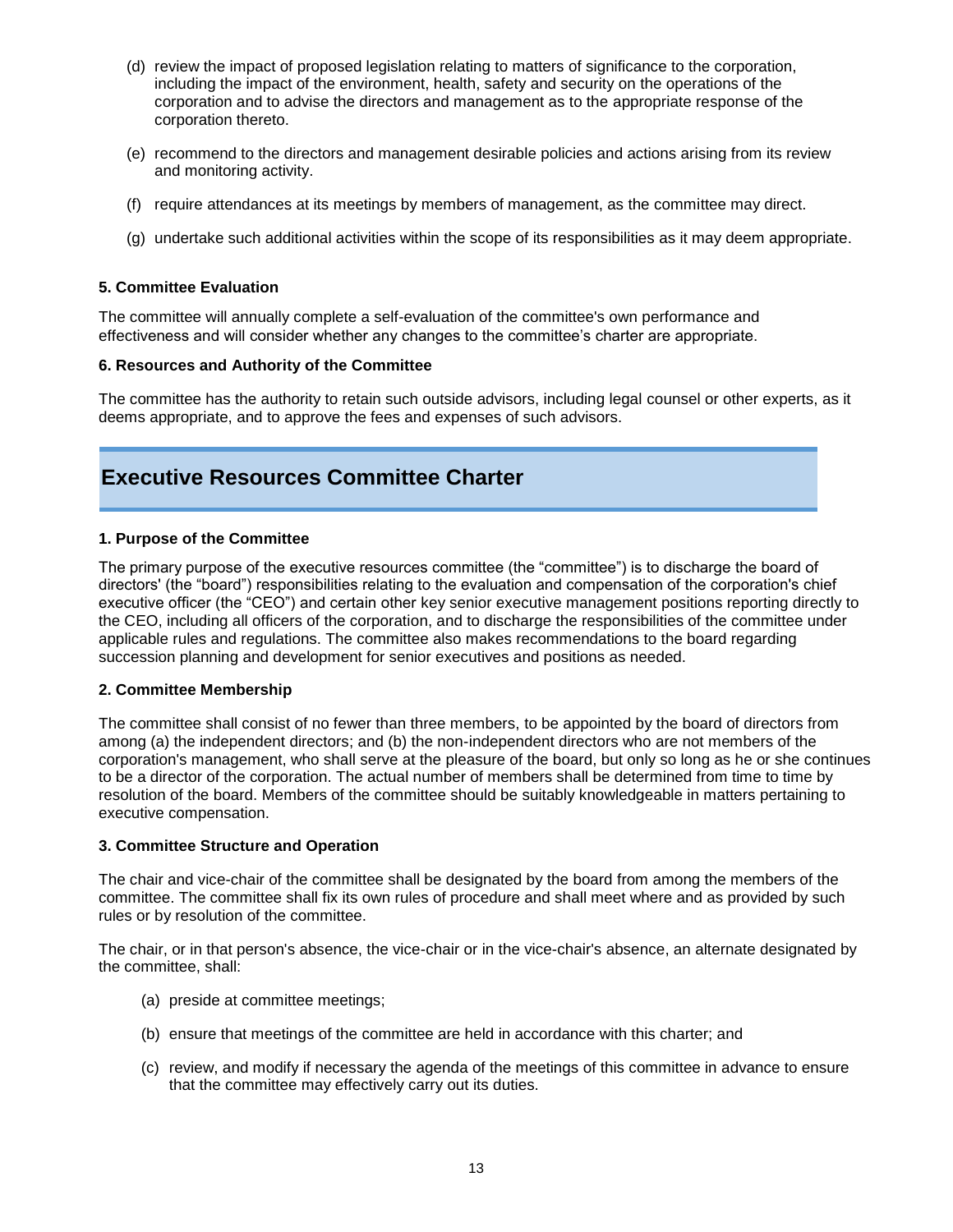(d) review the impact of proposed legislation relating to matters of significance to the corporation, including the impact of the environment, health, safety and security on the operations of the corporation and to advise the directors and management as to the appropriate response of the corporation thereto.

(e) recommend to the directors and management desirable policies and actions arising from its review and monitoring activity.

(f) require attendances at its meetings by members of management, as the committee may direct.

(g) undertake such additional activities within the scope of its responsibilities as it may deem appropriate.

**5. Committee Evaluation**

The committee will annually complete a self-evaluation of the committee's own performance and effectiveness and will consider whether any changes to the committee's charter are appropriate.

**6. Resources and Authority of the Committee**

The committee has the authority to retain such outside advisors, including legal counsel or other experts, as it deems appropriate, and to approve the fees and expenses of such advisors.

## Executive Resources Committee Charter

**1. Purpose of the Committee**

The primary purpose of the executive resources committee (the "committee") is to discharge the board of directors' (the "board") responsibilities relating to the evaluation and compensation of the corporation's chief executive officer (the "CEO") and certain other key senior executive management positions reporting directly to the CEO, including all officers of the corporation, and to discharge the responsibilities of the committee under applicable rules and regulations. The committee also makes recommendations to the board regarding succession planning and development for senior executives and positions as needed.

**2. Committee Membership**

The committee shall consist of no fewer than three members, to be appointed by the board of directors from among (a) the independent directors; and (b) the non-independent directors who are not members of the corporation's management, who shall serve at the pleasure of the board, but only so long as he or she continues to be a director of the corporation. The actual number of members shall be determined from time to time by resolution of the board. Members of the committee should be suitably knowledgeable in matters pertaining to executive compensation.

**3. Committee Structure and Operation**

The chair and vice-chair of the committee shall be designated by the board from among the members of the committee. The committee shall fix its own rules of procedure and shall meet where and as provided by such rules or by resolution of the committee.

The chair, or in that person's absence, the vice-chair or in the vice-chair's absence, an alternate designated by the committee, shall:

(a) preside at committee meetings;

(b) ensure that meetings of the committee are held in accordance with this charter; and

(c) review, and modify if necessary the agenda of the meetings of this committee in advance to ensure that the committee may effectively carry out its duties.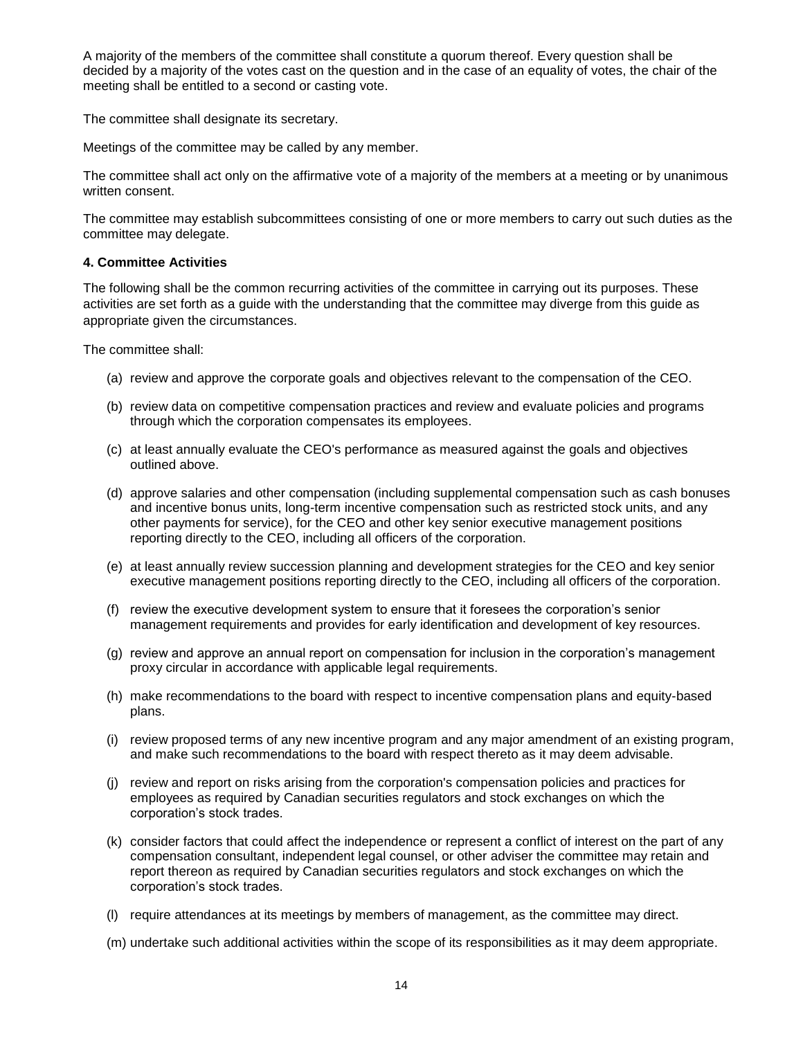A majority of the members of the committee shall constitute a quorum thereof. Every question shall be decided by a majority of the votes cast on the question and in the case of an equality of votes, the chair of the meeting shall be entitled to a second or casting vote.

The committee shall designate its secretary.

Meetings of the committee may be called by any member.

The committee shall act only on the affirmative vote of a majority of the members at a meeting or by unanimous written consent.

The committee may establish subcommittees consisting of one or more members to carry out such duties as the committee may delegate.

**4. Committee Activities**

The following shall be the common recurring activities of the committee in carrying out its purposes. These activities are set forth as a guide with the understanding that the committee may diverge from this guide as appropriate given the circumstances.

The committee shall:

(a) review and approve the corporate goals and objectives relevant to the compensation of the CEO.

(b) review data on competitive compensation practices and review and evaluate policies and programs through which the corporation compensates its employees.

(c) at least annually evaluate the CEO's performance as measured against the goals and objectives outlined above.

(d) approve salaries and other compensation (including supplemental compensation such as cash bonuses and incentive bonus units, long-term incentive compensation such as restricted stock units, and any other payments for service), for the CEO and other key senior executive management positions reporting directly to the CEO, including all officers of the corporation.

(e) at least annually review succession planning and development strategies for the CEO and key senior executive management positions reporting directly to the CEO, including all officers of the corporation.

(f) review the executive development system to ensure that it foresees the corporation's senior management requirements and provides for early identification and development of key resources.

(g) review and approve an annual report on compensation for inclusion in the corporation's management proxy circular in accordance with applicable legal requirements.

(h) make recommendations to the board with respect to incentive compensation plans and equity-based plans.

(i) review proposed terms of any new incentive program and any major amendment of an existing program, and make such recommendations to the board with respect thereto as it may deem advisable.

(j) review and report on risks arising from the corporation's compensation policies and practices for employees as required by Canadian securities regulators and stock exchanges on which the corporation's stock trades.

(k) consider factors that could affect the independence or represent a conflict of interest on the part of any compensation consultant, independent legal counsel, or other adviser the committee may retain and report thereon as required by Canadian securities regulators and stock exchanges on which the corporation's stock trades.

(l) require attendances at its meetings by members of management, as the committee may direct.

(m) undertake such additional activities within the scope of its responsibilities as it may deem appropriate.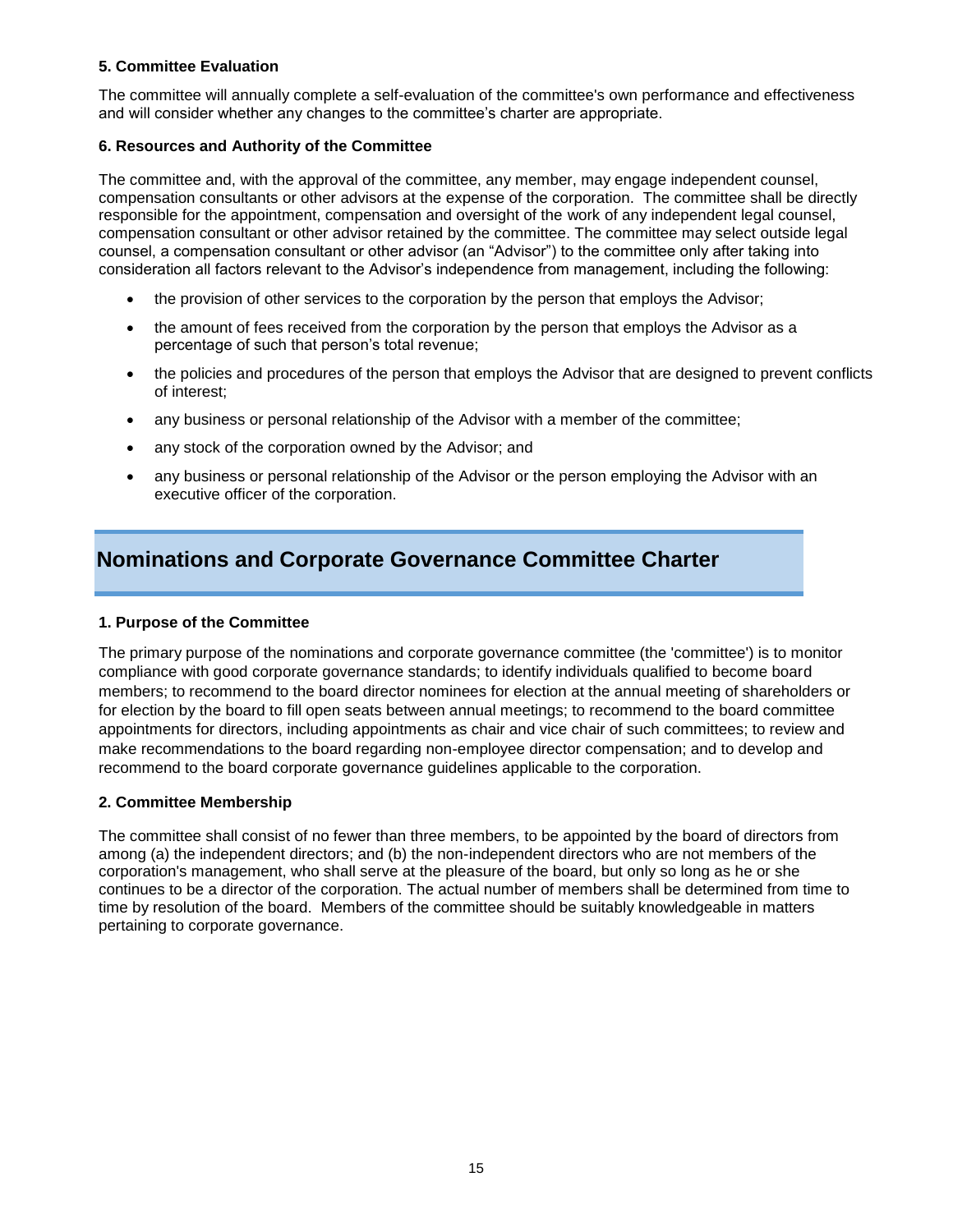### 5. Committee Evaluation

The committee will annually complete a self-evaluation of the committee's own performance and effectiveness and will consider whether any changes to the committee's charter are appropriate.

### 6. Resources and Authority of the Committee

The committee and, with the approval of the committee, any member, may engage independent counsel, compensation consultants or other advisors at the expense of the corporation. The committee shall be directly responsible for the appointment, compensation and oversight of the work of any independent legal counsel, compensation consultant or other advisor retained by the committee. The committee may select outside legal counsel, a compensation consultant or other advisor (an "Advisor") to the committee only after taking into consideration all factors relevant to the Advisor's independence from management, including the following:

- the provision of other services to the corporation by the person that employs the Advisor;
- the amount of fees received from the corporation by the person that employs the Advisor as a percentage of such that person's total revenue;
- the policies and procedures of the person that employs the Advisor that are designed to prevent conflicts of interest;
- any business or personal relationship of the Advisor with a member of the committee;
- any stock of the corporation owned by the Advisor; and
- any business or personal relationship of the Advisor or the person employing the Advisor with an executive officer of the corporation.

## Nominations and Corporate Governance Committee Charter

### 1. Purpose of the Committee

The primary purpose of the nominations and corporate governance committee (the 'committee') is to monitor compliance with good corporate governance standards; to identify individuals qualified to become board members; to recommend to the board director nominees for election at the annual meeting of shareholders or for election by the board to fill open seats between annual meetings; to recommend to the board committee appointments for directors, including appointments as chair and vice chair of such committees; to review and make recommendations to the board regarding non-employee director compensation; and to develop and recommend to the board corporate governance guidelines applicable to the corporation.

### 2. Committee Membership

The committee shall consist of no fewer than three members, to be appointed by the board of directors from among (a) the independent directors; and (b) the non-independent directors who are not members of the corporation's management, who shall serve at the pleasure of the board, but only so long as he or she continues to be a director of the corporation. The actual number of members shall be determined from time to time by resolution of the board. Members of the committee should be suitably knowledgeable in matters pertaining to corporate governance.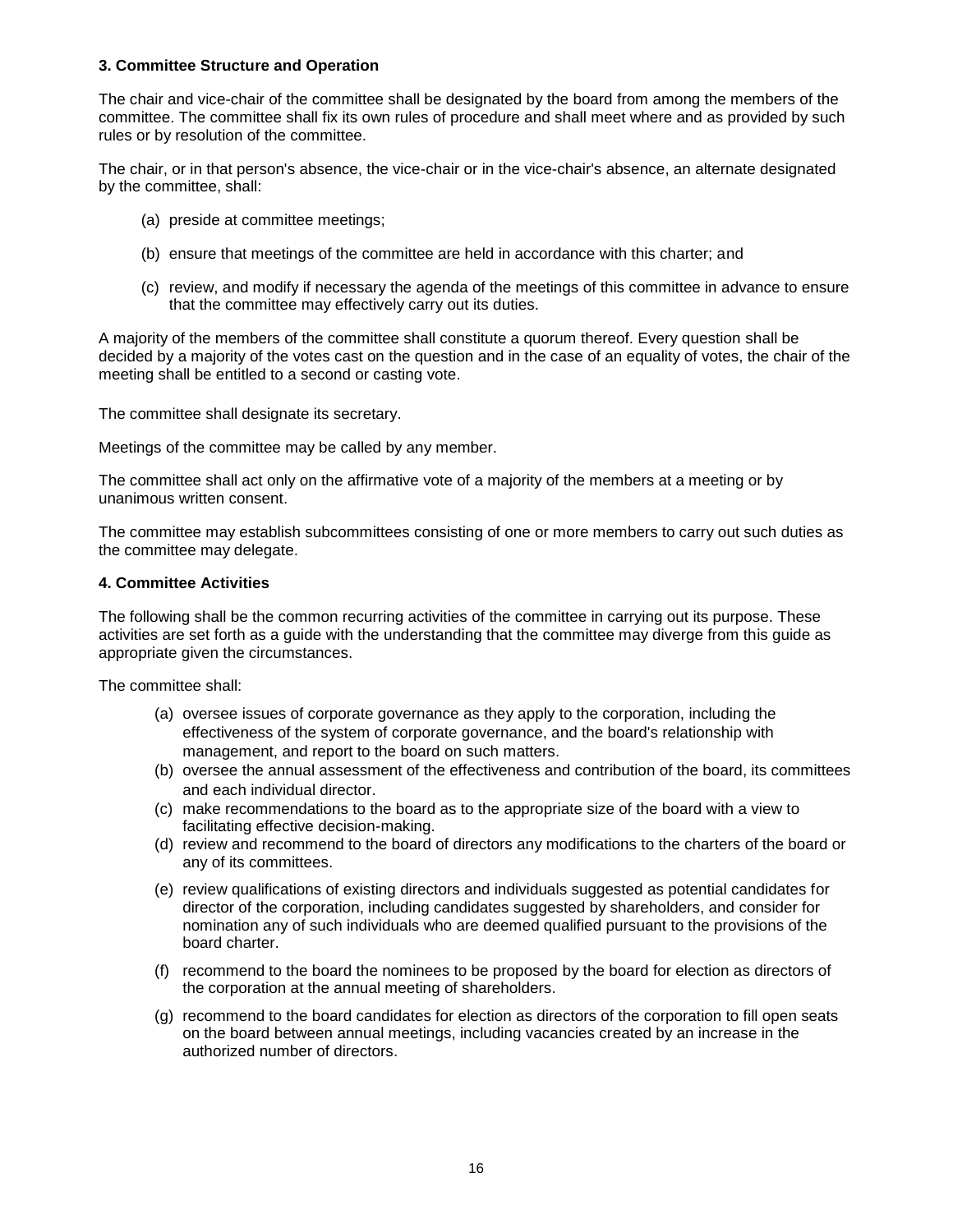### 3. Committee Structure and Operation

The chair and vice-chair of the committee shall be designated by the board from among the members of the committee. The committee shall fix its own rules of procedure and shall meet where and as provided by such rules or by resolution of the committee.

The chair, or in that person's absence, the vice-chair or in the vice-chair's absence, an alternate designated by the committee, shall:

(a) preside at committee meetings;

(b) ensure that meetings of the committee are held in accordance with this charter; and

(c) review, and modify if necessary the agenda of the meetings of this committee in advance to ensure that the committee may effectively carry out its duties.

A majority of the members of the committee shall constitute a quorum thereof. Every question shall be decided by a majority of the votes cast on the question and in the case of an equality of votes, the chair of the meeting shall be entitled to a second or casting vote.

The committee shall designate its secretary.

Meetings of the committee may be called by any member.

The committee shall act only on the affirmative vote of a majority of the members at a meeting or by unanimous written consent.

The committee may establish subcommittees consisting of one or more members to carry out such duties as the committee may delegate.

### 4. Committee Activities

The following shall be the common recurring activities of the committee in carrying out its purpose. These activities are set forth as a guide with the understanding that the committee may diverge from this guide as appropriate given the circumstances.

The committee shall:

(a) oversee issues of corporate governance as they apply to the corporation, including the effectiveness of the system of corporate governance, and the board's relationship with management, and report to the board on such matters.

(b) oversee the annual assessment of the effectiveness and contribution of the board, its committees and each individual director.

(c) make recommendations to the board as to the appropriate size of the board with a view to facilitating effective decision-making.

(d) review and recommend to the board of directors any modifications to the charters of the board or any of its committees.

(e) review qualifications of existing directors and individuals suggested as potential candidates for director of the corporation, including candidates suggested by shareholders, and consider for nomination any of such individuals who are deemed qualified pursuant to the provisions of the board charter.

(f) recommend to the board the nominees to be proposed by the board for election as directors of the corporation at the annual meeting of shareholders.

(g) recommend to the board candidates for election as directors of the corporation to fill open seats on the board between annual meetings, including vacancies created by an increase in the authorized number of directors.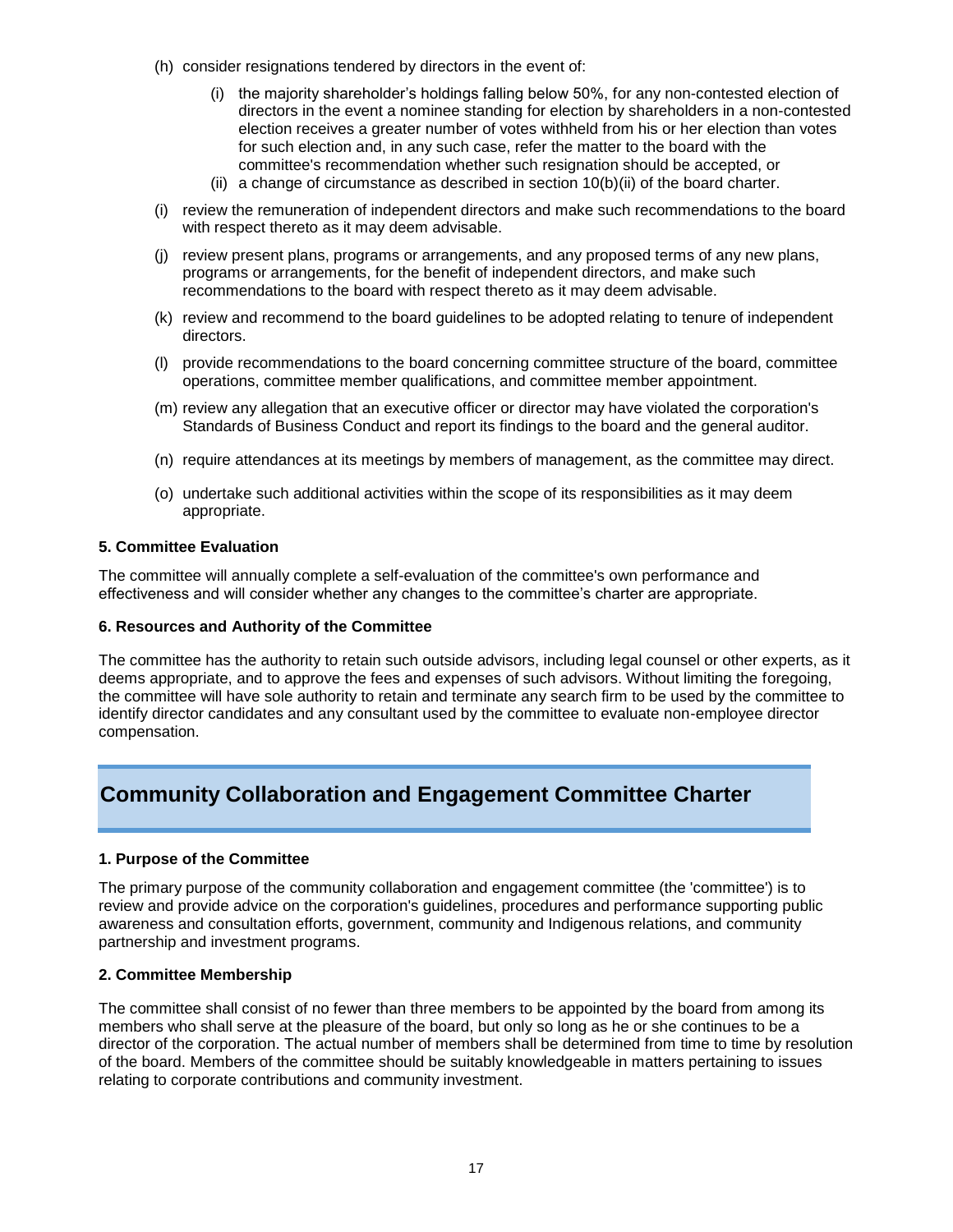(h) consider resignations tendered by directors in the event of:

  (i) the majority shareholder's holdings falling below 50%, for any non-contested election of directors in the event a nominee standing for election by shareholders in a non-contested election receives a greater number of votes withheld from his or her election than votes for such election and, in any such case, refer the matter to the board with the committee's recommendation whether such resignation should be accepted, or

  (ii) a change of circumstance as described in section 10(b)(ii) of the board charter.

(i) review the remuneration of independent directors and make such recommendations to the board with respect thereto as it may deem advisable.

(j) review present plans, programs or arrangements, and any proposed terms of any new plans, programs or arrangements, for the benefit of independent directors, and make such recommendations to the board with respect thereto as it may deem advisable.

(k) review and recommend to the board guidelines to be adopted relating to tenure of independent directors.

(l) provide recommendations to the board concerning committee structure of the board, committee operations, committee member qualifications, and committee member appointment.

(m) review any allegation that an executive officer or director may have violated the corporation's Standards of Business Conduct and report its findings to the board and the general auditor.

(n) require attendances at its meetings by members of management, as the committee may direct.

(o) undertake such additional activities within the scope of its responsibilities as it may deem appropriate.

**5. Committee Evaluation**

The committee will annually complete a self-evaluation of the committee's own performance and effectiveness and will consider whether any changes to the committee's charter are appropriate.

**6. Resources and Authority of the Committee**

The committee has the authority to retain such outside advisors, including legal counsel or other experts, as it deems appropriate, and to approve the fees and expenses of such advisors. Without limiting the foregoing, the committee will have sole authority to retain and terminate any search firm to be used by the committee to identify director candidates and any consultant used by the committee to evaluate non-employee director compensation.

# Community Collaboration and Engagement Committee Charter

**1. Purpose of the Committee**

The primary purpose of the community collaboration and engagement committee (the 'committee') is to review and provide advice on the corporation's guidelines, procedures and performance supporting public awareness and consultation efforts, government, community and Indigenous relations, and community partnership and investment programs.

**2. Committee Membership**

The committee shall consist of no fewer than three members to be appointed by the board from among its members who shall serve at the pleasure of the board, but only so long as he or she continues to be a director of the corporation. The actual number of members shall be determined from time to time by resolution of the board. Members of the committee should be suitably knowledgeable in matters pertaining to issues relating to corporate contributions and community investment.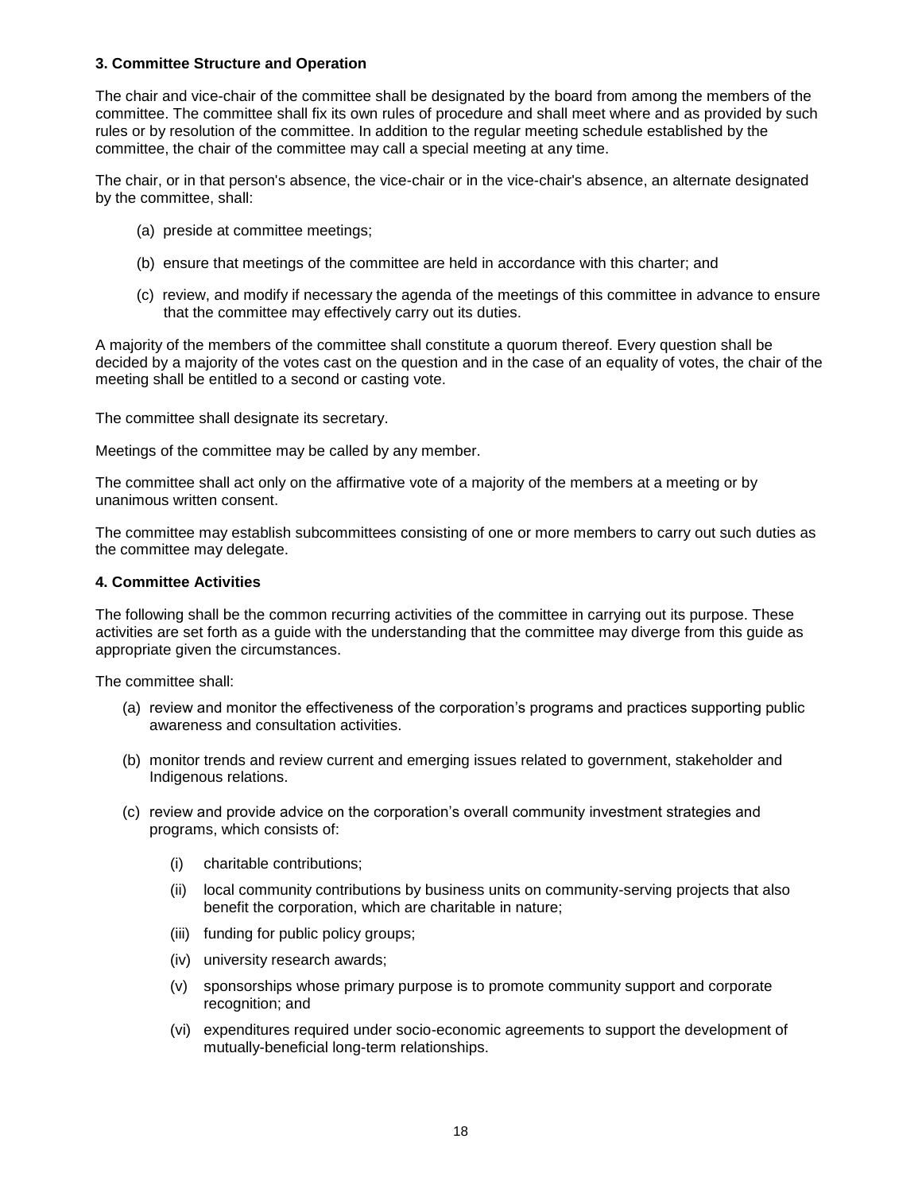**3. Committee Structure and Operation**

The chair and vice-chair of the committee shall be designated by the board from among the members of the committee. The committee shall fix its own rules of procedure and shall meet where and as provided by such rules or by resolution of the committee. In addition to the regular meeting schedule established by the committee, the chair of the committee may call a special meeting at any time.

The chair, or in that person's absence, the vice-chair or in the vice-chair's absence, an alternate designated by the committee, shall:

(a) preside at committee meetings;

(b) ensure that meetings of the committee are held in accordance with this charter; and

(c) review, and modify if necessary the agenda of the meetings of this committee in advance to ensure that the committee may effectively carry out its duties.

A majority of the members of the committee shall constitute a quorum thereof. Every question shall be decided by a majority of the votes cast on the question and in the case of an equality of votes, the chair of the meeting shall be entitled to a second or casting vote.

The committee shall designate its secretary.

Meetings of the committee may be called by any member.

The committee shall act only on the affirmative vote of a majority of the members at a meeting or by unanimous written consent.

The committee may establish subcommittees consisting of one or more members to carry out such duties as the committee may delegate.

**4. Committee Activities**

The following shall be the common recurring activities of the committee in carrying out its purpose. These activities are set forth as a guide with the understanding that the committee may diverge from this guide as appropriate given the circumstances.

The committee shall:

(a) review and monitor the effectiveness of the corporation's programs and practices supporting public awareness and consultation activities.

(b) monitor trends and review current and emerging issues related to government, stakeholder and Indigenous relations.

(c) review and provide advice on the corporation's overall community investment strategies and programs, which consists of:

   (i) charitable contributions;

   (ii) local community contributions by business units on community-serving projects that also benefit the corporation, which are charitable in nature;

   (iii) funding for public policy groups;

   (iv) university research awards;

   (v) sponsorships whose primary purpose is to promote community support and corporate recognition; and

   (vi) expenditures required under socio-economic agreements to support the development of mutually-beneficial long-term relationships.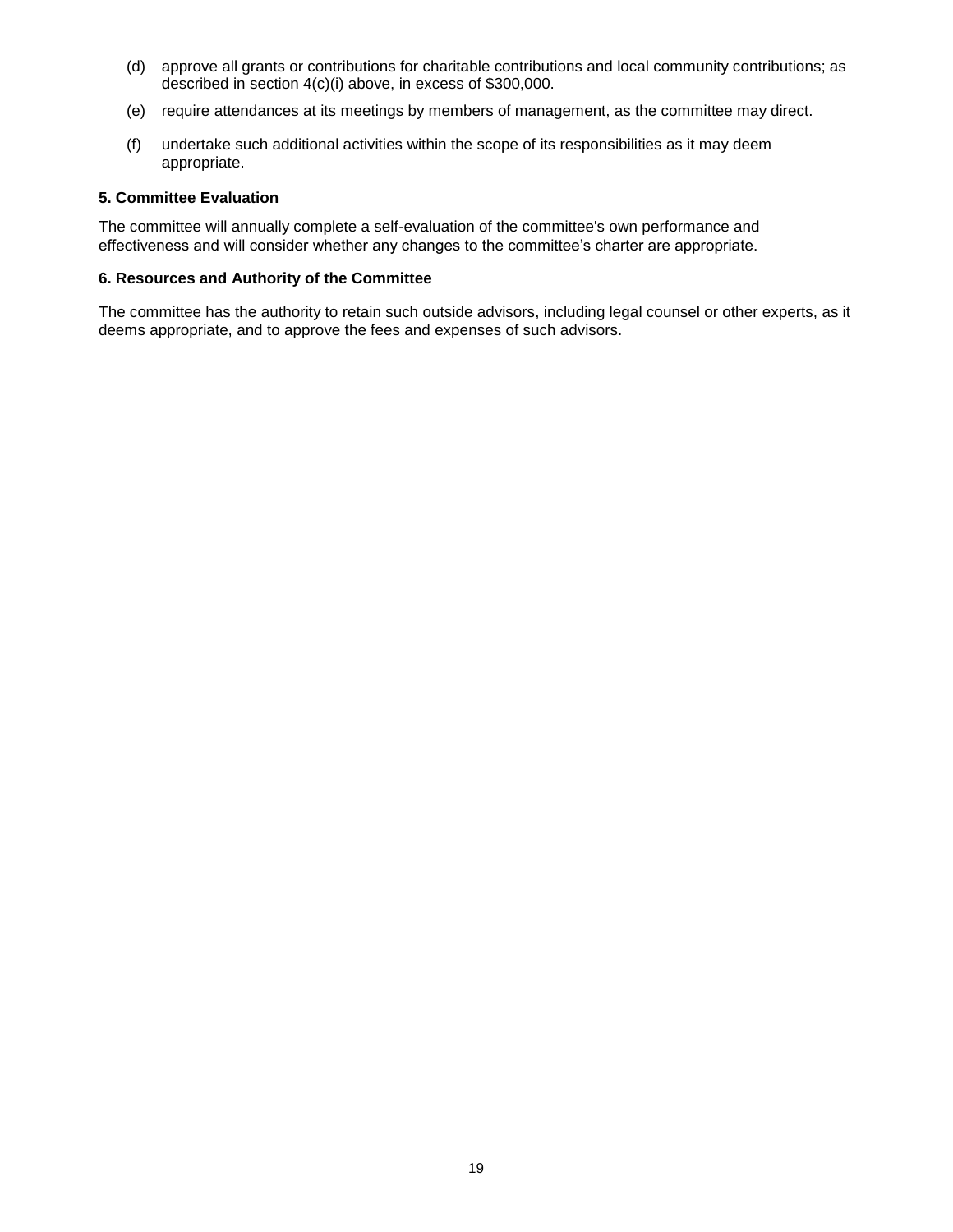(d) approve all grants or contributions for charitable contributions and local community contributions; as described in section 4(c)(i) above, in excess of $300,000.

(e) require attendances at its meetings by members of management, as the committee may direct.

(f) undertake such additional activities within the scope of its responsibilities as it may deem appropriate.

**5. Committee Evaluation**

The committee will annually complete a self-evaluation of the committee's own performance and effectiveness and will consider whether any changes to the committee's charter are appropriate.

**6. Resources and Authority of the Committee**

The committee has the authority to retain such outside advisors, including legal counsel or other experts, as it deems appropriate, and to approve the fees and expenses of such advisors.